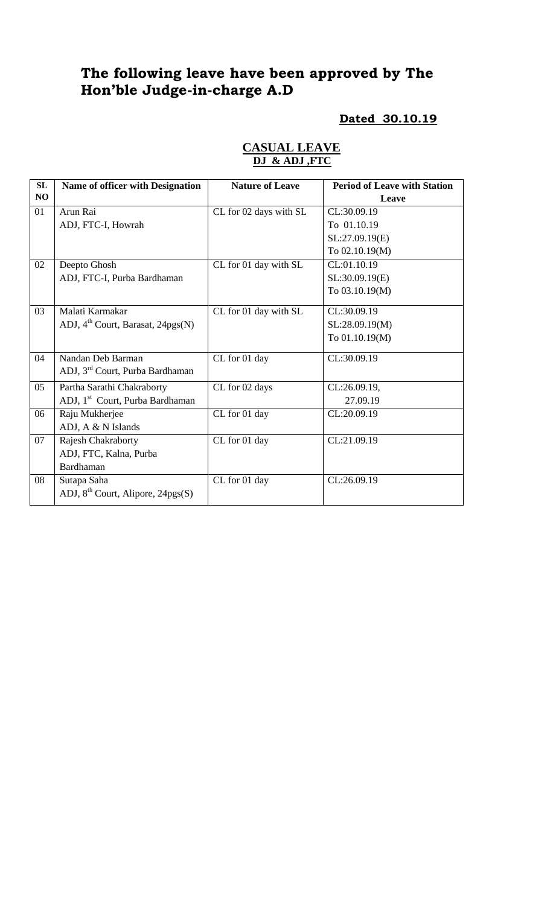# The following leave have been approved by The Hon'ble Judge-in-charge A.D

**Dated 30.10.19**

## CASUAL LEAVE

**DJ & ADJ ,FTC**

| SL NO | Name of officer with Designation | Nature of Leave | Period of Leave with Station Leave |
|---|---|---|---|
| 01 | Arun Rai<br>ADJ, FTC-I, Howrah | CL for 02 days with SL | CL:30.09.19<br>To 01.10.19<br>SL:27.09.19(E)<br>To 02.10.19(M) |
| 02 | Deepto Ghosh<br>ADJ, FTC-I, Purba Bardhaman | CL for 01 day with SL | CL:01.10.19<br>SL:30.09.19(E)<br>To 03.10.19(M) |
| 03 | Malati Karmakar<br>ADJ, 4th Court, Barasat, 24pgs(N) | CL for 01 day with SL | CL:30.09.19<br>SL:28.09.19(M)<br>To 01.10.19(M) |
| 04 | Nandan Deb Barman<br>ADJ, 3rd Court, Purba Bardhaman | CL for 01 day | CL:30.09.19 |
| 05 | Partha Sarathi Chakraborty<br>ADJ, 1st Court, Purba Bardhaman | CL for 02 days | CL:26.09.19,<br>27.09.19 |
| 06 | Raju Mukherjee<br>ADJ, A & N Islands | CL for 01 day | CL:20.09.19 |
| 07 | Rajesh Chakraborty<br>ADJ, FTC, Kalna, Purba Bardhaman | CL for 01 day | CL:21.09.19 |
| 08 | Sutapa Saha<br>ADJ, 8th Court, Alipore, 24pgs(S) | CL for 01 day | CL:26.09.19 |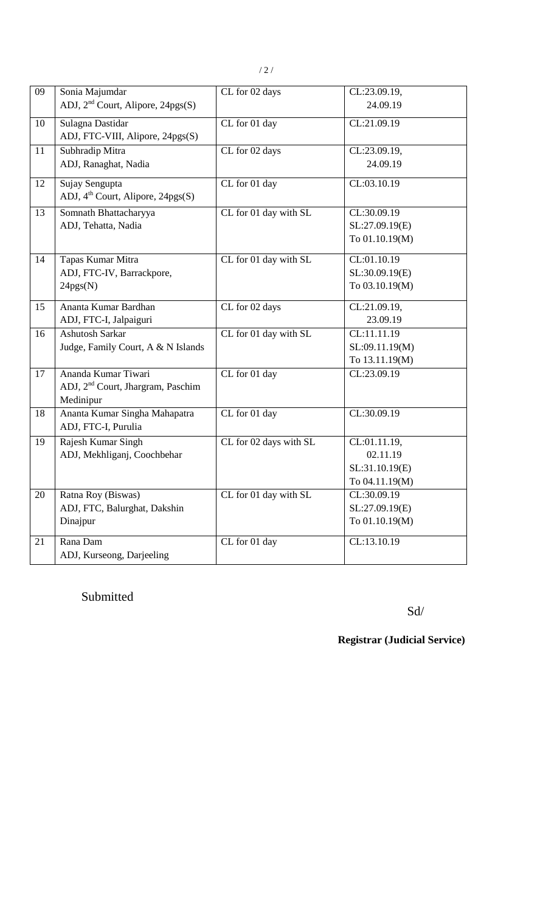| 09 | Sonia Majumdar<br>ADJ, 2nd Court, Alipore, 24pgs(S) | CL for 02 days | CL:23.09.19,<br>24.09.19 |
|---|---|---|---|
| 10 | Sulagna Dastidar<br>ADJ, FTC-VIII, Alipore, 24pgs(S) | CL for 01 day | CL:21.09.19 |
| 11 | Subhradip Mitra<br>ADJ, Ranaghat, Nadia | CL for 02 days | CL:23.09.19,<br>24.09.19 |
| 12 | Sujay Sengupta<br>ADJ, 4th Court, Alipore, 24pgs(S) | CL for 01 day | CL:03.10.19 |
| 13 | Somnath Bhattacharyya<br>ADJ, Tehatta, Nadia | CL for 01 day with SL | CL:30.09.19<br>SL:27.09.19(E)<br>To 01.10.19(M) |
| 14 | Tapas Kumar Mitra<br>ADJ, FTC-IV, Barrackpore, 24pgs(N) | CL for 01 day with SL | CL:01.10.19<br>SL:30.09.19(E)<br>To 03.10.19(M) |
| 15 | Ananta Kumar Bardhan<br>ADJ, FTC-I, Jalpaiguri | CL for 02 days | CL:21.09.19,<br>23.09.19 |
| 16 | Ashutosh Sarkar<br>Judge, Family Court, A & N Islands | CL for 01 day with SL | CL:11.11.19<br>SL:09.11.19(M)<br>To 13.11.19(M) |
| 17 | Ananda Kumar Tiwari<br>ADJ, 2nd Court, Jhargram, Paschim Medinipur | CL for 01 day | CL:23.09.19 |
| 18 | Ananta Kumar Singha Mahapatra<br>ADJ, FTC-I, Purulia | CL for 01 day | CL:30.09.19 |
| 19 | Rajesh Kumar Singh<br>ADJ, Mekhliganj, Coochbehar | CL for 02 days with SL | CL:01.11.19,<br>02.11.19<br>SL:31.10.19(E)<br>To 04.11.19(M) |
| 20 | Ratna Roy (Biswas)<br>ADJ, FTC, Balurghat, Dakshin Dinajpur | CL for 01 day with SL | CL:30.09.19<br>SL:27.09.19(E)<br>To 01.10.19(M) |
| 21 | Rana Dam<br>ADJ, Kurseong, Darjeeling | CL for 01 day | CL:13.10.19 |

Submitted

Sd/

**Registrar (Judicial Service)**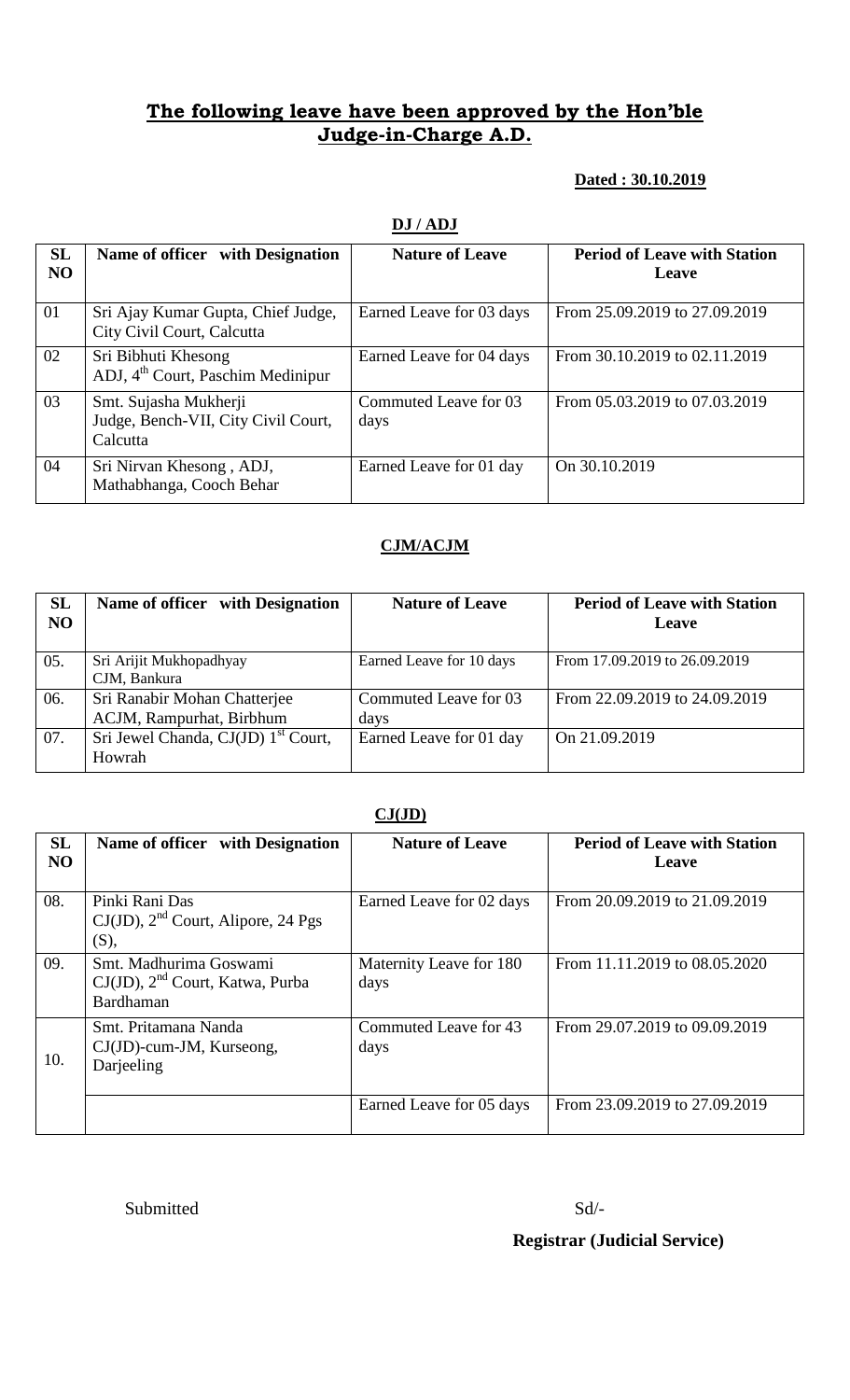# The following leave have been approved by the Hon'ble Judge-in-Charge A.D.

**Dated : 30.10.2019**

## DJ / ADJ

| SL NO | Name of officer with Designation | Nature of Leave | Period of Leave with Station Leave |
|---|---|---|---|
| 01 | Sri Ajay Kumar Gupta, Chief Judge, City Civil Court, Calcutta | Earned Leave for 03 days | From 25.09.2019 to 27.09.2019 |
| 02 | Sri Bibhuti Khesong ADJ, 4th Court, Paschim Medinipur | Earned Leave for 04 days | From 30.10.2019 to 02.11.2019 |
| 03 | Smt. Sujasha Mukherji Judge, Bench-VII, City Civil Court, Calcutta | Commuted Leave for 03 days | From 05.03.2019 to 07.03.2019 |
| 04 | Sri Nirvan Khesong , ADJ, Mathabhanga, Cooch Behar | Earned Leave for 01 day | On 30.10.2019 |

## CJM/ACJM

| SL NO | Name of officer with Designation | Nature of Leave | Period of Leave with Station Leave |
|---|---|---|---|
| 05. | Sri Arijit Mukhopadhyay CJM, Bankura | Earned Leave for 10 days | From 17.09.2019 to 26.09.2019 |
| 06. | Sri Ranabir Mohan Chatterjee ACJM, Rampurhat, Birbhum | Commuted Leave for 03 days | From 22.09.2019 to 24.09.2019 |
| 07. | Sri Jewel Chanda, CJ(JD) 1st Court, Howrah | Earned Leave for 01 day | On 21.09.2019 |

## CJ(JD)

| SL NO | Name of officer with Designation | Nature of Leave | Period of Leave with Station Leave |
|---|---|---|---|
| 08. | Pinki Rani Das CJ(JD), 2nd Court, Alipore, 24 Pgs (S), | Earned Leave for 02 days | From 20.09.2019 to 21.09.2019 |
| 09. | Smt. Madhurima Goswami CJ(JD), 2nd Court, Katwa, Purba Bardhaman | Maternity Leave for 180 days | From 11.11.2019 to 08.05.2020 |
| 10. | Smt. Pritamana Nanda CJ(JD)-cum-JM, Kurseong, Darjeeling | Commuted Leave for 43 days | From 29.07.2019 to 09.09.2019 |
| | | Earned Leave for 05 days | From 23.09.2019 to 27.09.2019 |

Submitted

Sd/-

**Registrar (Judicial Service)**